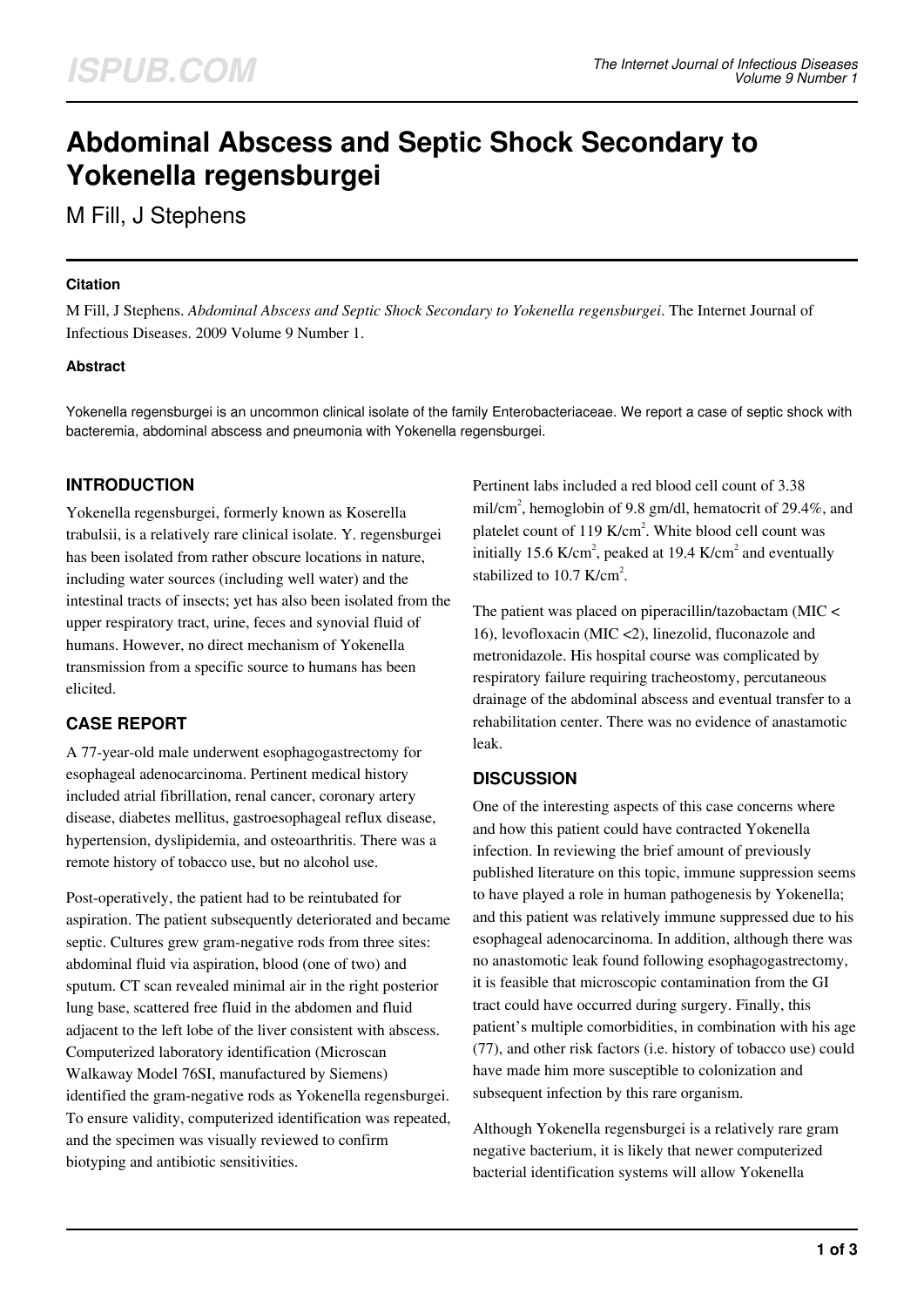# Abdominal Abscess and Septic Shock Secondary to Yokenella regensburgei

M Fill, J Stephens

### Citation

M Fill, J Stephens. *Abdominal Abscess and Septic Shock Secondary to Yokenella regensburgei*. The Internet Journal of Infectious Diseases. 2009 Volume 9 Number 1.

### Abstract

Yokenella regensburgei is an uncommon clinical isolate of the family Enterobacteriaceae. We report a case of septic shock with bacteremia, abdominal abscess and pneumonia with Yokenella regensburgei.

## INTRODUCTION

Yokenella regensburgei, formerly known as Koserella trabulsii, is a relatively rare clinical isolate. Y. regensburgei has been isolated from rather obscure locations in nature, including water sources (including well water) and the intestinal tracts of insects; yet has also been isolated from the upper respiratory tract, urine, feces and synovial fluid of humans. However, no direct mechanism of Yokenella transmission from a specific source to humans has been elicited.

## CASE REPORT

A 77-year-old male underwent esophagogastrectomy for esophageal adenocarcinoma. Pertinent medical history included atrial fibrillation, renal cancer, coronary artery disease, diabetes mellitus, gastroesophageal reflux disease, hypertension, dyslipidemia, and osteoarthritis. There was a remote history of tobacco use, but no alcohol use.

Post-operatively, the patient had to be reintubated for aspiration. The patient subsequently deteriorated and became septic. Cultures grew gram-negative rods from three sites: abdominal fluid via aspiration, blood (one of two) and sputum. CT scan revealed minimal air in the right posterior lung base, scattered free fluid in the abdomen and fluid adjacent to the left lobe of the liver consistent with abscess. Computerized laboratory identification (Microscan Walkaway Model 76SI, manufactured by Siemens) identified the gram-negative rods as Yokenella regensburgei. To ensure validity, computerized identification was repeated, and the specimen was visually reviewed to confirm biotyping and antibiotic sensitivities.

Pertinent labs included a red blood cell count of 3.38 mil/cm$^2$, hemoglobin of 9.8 gm/dl, hematocrit of 29.4%, and platelet count of 119 K/cm$^2$. White blood cell count was initially 15.6 K/cm$^2$, peaked at 19.4 K/cm$^2$ and eventually stabilized to 10.7 K/cm$^2$.

The patient was placed on piperacillin/tazobactam (MIC < 16), levofloxacin (MIC <2), linezolid, fluconazole and metronidazole. His hospital course was complicated by respiratory failure requiring tracheostomy, percutaneous drainage of the abdominal abscess and eventual transfer to a rehabilitation center. There was no evidence of anastamotic leak.

## DISCUSSION

One of the interesting aspects of this case concerns where and how this patient could have contracted Yokenella infection. In reviewing the brief amount of previously published literature on this topic, immune suppression seems to have played a role in human pathogenesis by Yokenella; and this patient was relatively immune suppressed due to his esophageal adenocarcinoma. In addition, although there was no anastomotic leak found following esophagogastrectomy, it is feasible that microscopic contamination from the GI tract could have occurred during surgery. Finally, this patient's multiple comorbidities, in combination with his age (77), and other risk factors (i.e. history of tobacco use) could have made him more susceptible to colonization and subsequent infection by this rare organism.

Although Yokenella regensburgei is a relatively rare gram negative bacterium, it is likely that newer computerized bacterial identification systems will allow Yokenella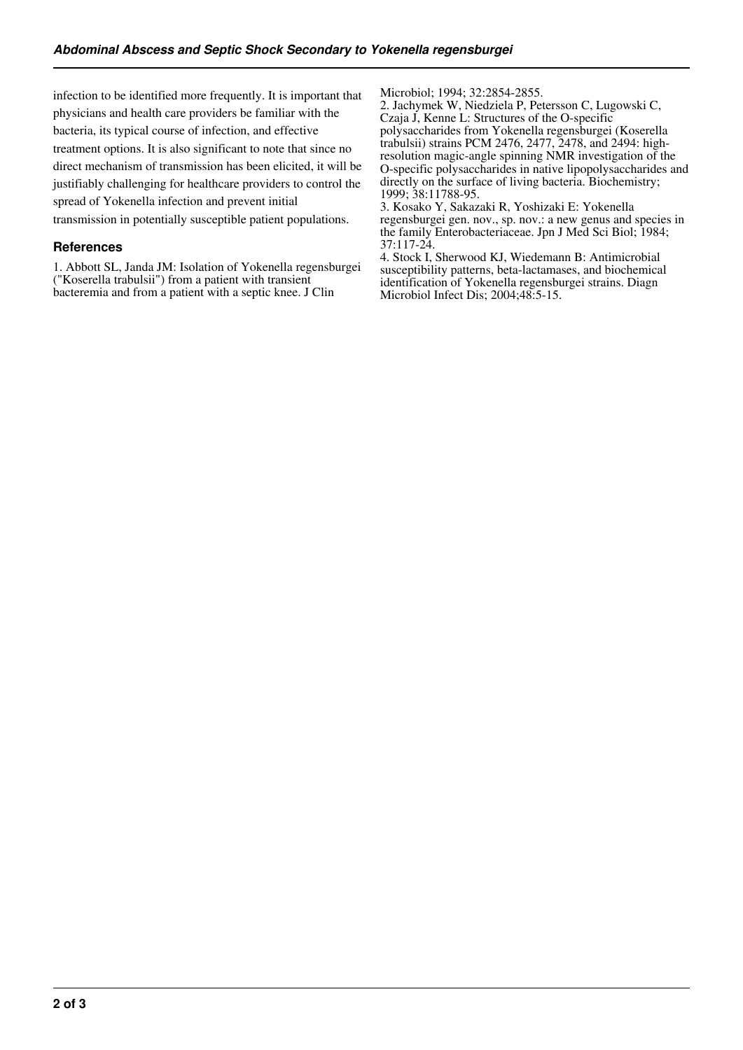infection to be identified more frequently. It is important that physicians and health care providers be familiar with the bacteria, its typical course of infection, and effective treatment options. It is also significant to note that since no direct mechanism of transmission has been elicited, it will be justifiably challenging for healthcare providers to control the spread of Yokenella infection and prevent initial transmission in potentially susceptible patient populations.

## References

1. Abbott SL, Janda JM: Isolation of Yokenella regensburgei ("Koserella trabulsii") from a patient with transient bacteremia and from a patient with a septic knee. J Clin Microbiol; 1994; 32:2854-2855.
2. Jachymek W, Niedziela P, Petersson C, Lugowski C, Czaja J, Kenne L: Structures of the O-specific polysaccharides from Yokenella regensburgei (Koserella trabulsii) strains PCM 2476, 2477, 2478, and 2494: high-resolution magic-angle spinning NMR investigation of the O-specific polysaccharides in native lipopolysaccharides and directly on the surface of living bacteria. Biochemistry; 1999; 38:11788-95.
3. Kosako Y, Sakazaki R, Yoshizaki E: Yokenella regensburgei gen. nov., sp. nov.: a new genus and species in the family Enterobacteriaceae. Jpn J Med Sci Biol; 1984; 37:117-24.
4. Stock I, Sherwood KJ, Wiedemann B: Antimicrobial susceptibility patterns, beta-lactamases, and biochemical identification of Yokenella regensburgei strains. Diagn Microbiol Infect Dis; 2004;48:5-15.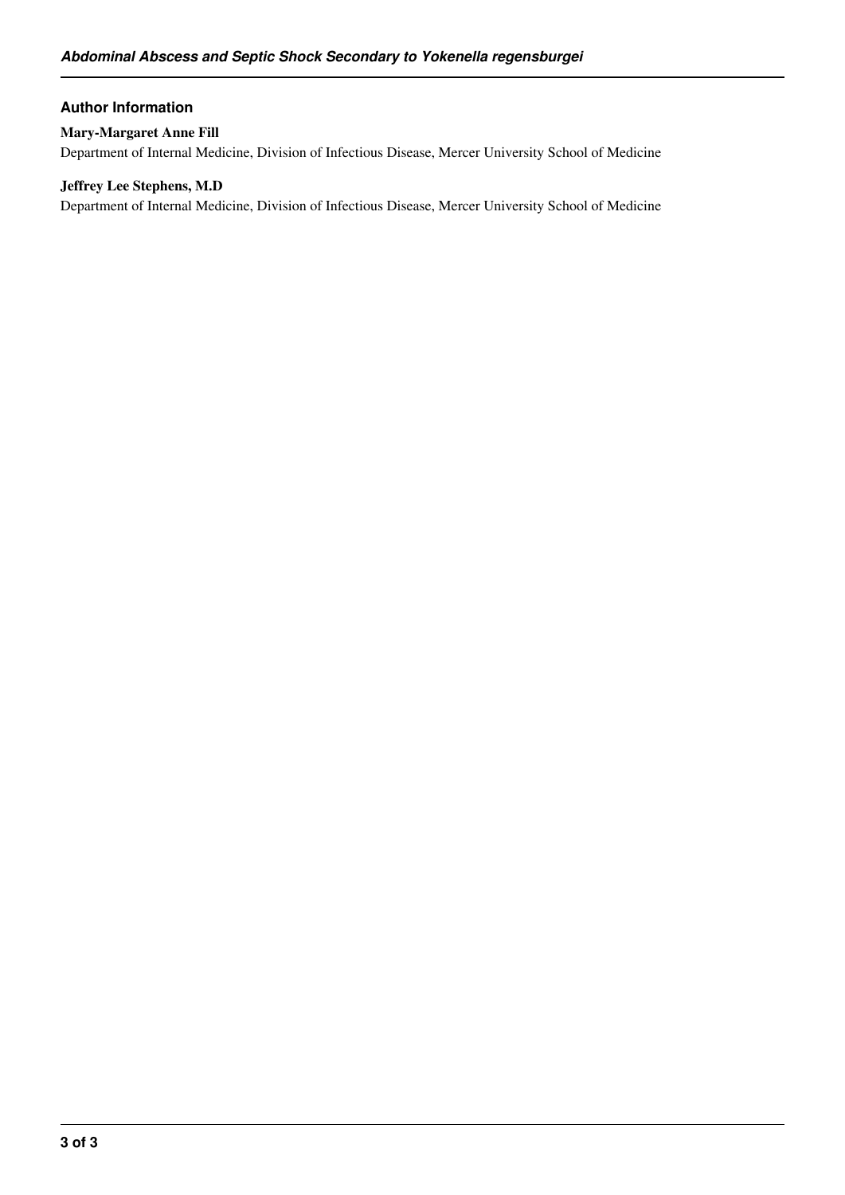## Author Information

**Mary-Margaret Anne Fill**

Department of Internal Medicine, Division of Infectious Disease, Mercer University School of Medicine

**Jeffrey Lee Stephens, M.D**

Department of Internal Medicine, Division of Infectious Disease, Mercer University School of Medicine